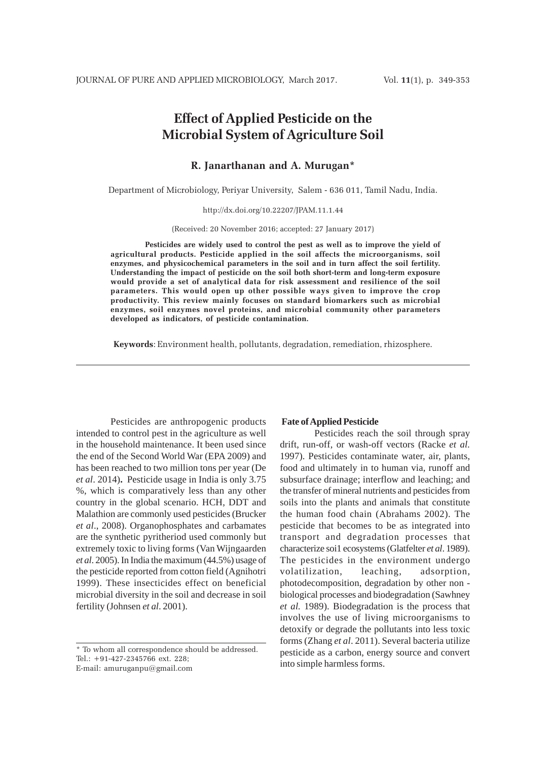# Effect of Applied Pesticide on the Microbial System of Agriculture Soil

**R. Janarthanan and A. Murugan***

Department of Microbiology, Periyar University, Salem - 636 011, Tamil Nadu, India.

http://dx.doi.org/10.22207/JPAM.11.1.44

(Received: 20 November 2016; accepted: 27 January 2017)

**Pesticides are widely used to control the pest as well as to improve the yield of agricultural products. Pesticide applied in the soil affects the microorganisms, soil enzymes, and physicochemical parameters in the soil and in turn affect the soil fertility. Understanding the impact of pesticide on the soil both short-term and long-term exposure would provide a set of analytical data for risk assessment and resilience of the soil parameters. This would open up other possible ways given to improve the crop productivity. This review mainly focuses on standard biomarkers such as microbial enzymes, soil enzymes novel proteins, and microbial community other parameters developed as indicators, of pesticide contamination.**

**Keywords**: Environment health, pollutants, degradation, remediation, rhizosphere.

---

Pesticides are anthropogenic products intended to control pest in the agriculture as well in the household maintenance. It been used since the end of the Second World War (EPA 2009) and has been reached to two million tons per year (De *et al*. 2014)**.** Pesticide usage in India is only 3.75 %, which is comparatively less than any other country in the global scenario. HCH, DDT and Malathion are commonly used pesticides (Brucker *et al*., 2008). Organophosphates and carbamates are the synthetic pyritheriod used commonly but extremely toxic to living forms (Van Wijngaarden *et al*. 2005). In India the maximum (44.5%) usage of the pesticide reported from cotton field (Agnihotri 1999). These insecticides effect on beneficial microbial diversity in the soil and decrease in soil fertility (Johnsen *et al*. 2001).

## Fate of Applied Pesticide

Pesticides reach the soil through spray drift, run-off, or wash-off vectors (Racke *et al.* 1997). Pesticides contaminate water, air, plants, food and ultimately in to human via, runoff and subsurface drainage; interflow and leaching; and the transfer of mineral nutrients and pesticides from soils into the plants and animals that constitute the human food chain (Abrahams 2002). The pesticide that becomes to be as integrated into transport and degradation processes that characterize soi1 ecosystems (Glatfelter *et al*. 1989). The pesticides in the environment undergo volatilization, leaching, adsorption, photodecomposition, degradation by other non - biological processes and biodegradation (Sawhney *et al.* 1989). Biodegradation is the process that involves the use of living microorganisms to detoxify or degrade the pollutants into less toxic forms (Zhang *et al*. 2011). Several bacteria utilize pesticide as a carbon, energy source and convert into simple harmless forms.

---

* To whom all correspondence should be addressed.
Tel.: +91-427-2345766 ext. 228;
E-mail: amuruganpu@gmail.com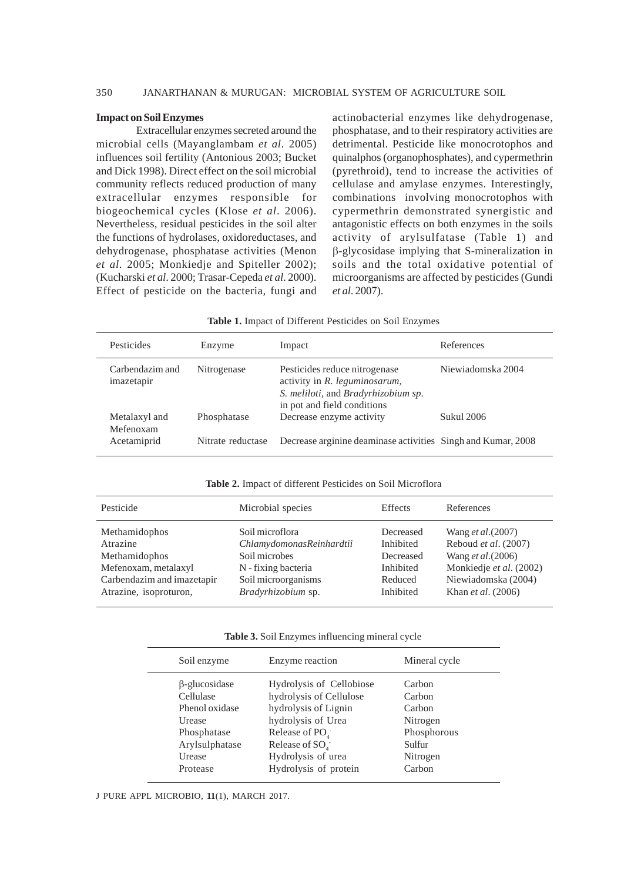### Impact on Soil Enzymes

Extracellular enzymes secreted around the microbial cells (Mayanglambam *et al*. 2005) influences soil fertility (Antonious 2003; Bucket and Dick 1998). Direct effect on the soil microbial community reflects reduced production of many extracellular enzymes responsible for biogeochemical cycles (Klose *et al*. 2006). Nevertheless, residual pesticides in the soil alter the functions of hydrolases, oxidoreductases, and dehydrogenase, phosphatase activities (Menon *et al*. 2005; Monkiedje and Spiteller 2002); (Kucharski *et al*. 2000; Trasar-Cepeda *et al*. 2000). Effect of pesticide on the bacteria, fungi and actinobacterial enzymes like dehydrogenase, phosphatase, and to their respiratory activities are detrimental. Pesticide like monocrotophos and quinalphos (organophosphates), and cypermethrin (pyrethroid), tend to increase the activities of cellulase and amylase enzymes. Interestingly, combinations involving monocrotophos with cypermethrin demonstrated synergistic and antagonistic effects on both enzymes in the soils activity of arylsulfatase (Table 1) and β-glycosidase implying that S-mineralization in soils and the total oxidative potential of microorganisms are affected by pesticides (Gundi *et al.* 2007).

**Table 1.** Impact of Different Pesticides on Soil Enzymes

| Pesticides | Enzyme | Impact | References |
|---|---|---|---|
| Carbendazim and imazetapir | Nitrogenase | Pesticides reduce nitrogenase activity in *R. leguminosarum, S. meliloti*, and *Bradyrhizobium sp.* in pot and field conditions | Niewiadomska 2004 |
| Metalaxyl and Mefenoxam | Phosphatase | Decrease enzyme activity | Sukul 2006 |
| Acetamiprid | Nitrate reductase | Decrease arginine deaminase activities | Singh and Kumar, 2008 |

**Table 2.** Impact of different Pesticides on Soil Microflora

| Pesticide | Microbial species | Effects | References |
|---|---|---|---|
| Methamidophos | Soil microflora | Decreased | Wang *et al*.(2007) |
| Atrazine | ChlamydomonasReinhardtii | Inhibited | Reboud *et al*. (2007) |
| Methamidophos | Soil microbes | Decreased | Wang *et al*.(2006) |
| Mefenoxam, metalaxyl | N - fixing bacteria | Inhibited | Monkiedje *et al*. (2002) |
| Carbendazim and imazetapir | Soil microorganisms | Reduced | Niewiadomska (2004) |
| Atrazine, isoproturon, | *Bradyrhizobium* sp. | Inhibited | Khan *et al*. (2006) |

**Table 3.** Soil Enzymes influencing mineral cycle

| Soil enzyme | Enzyme reaction | Mineral cycle |
|---|---|---|
| β-glucosidase | Hydrolysis of Cellobiose | Carbon |
| Cellulase | hydrolysis of Cellulose | Carbon |
| Phenol oxidase | hydrolysis of Lignin | Carbon |
| Urease | hydrolysis of Urea | Nitrogen |
| Phosphatase | Release of $PO_4^-$ | Phosphorous |
| Arylsulphatase | Release of $SO_4^-$ | Sulfur |
| Urease | Hydrolysis of urea | Nitrogen |
| Protease | Hydrolysis of protein | Carbon |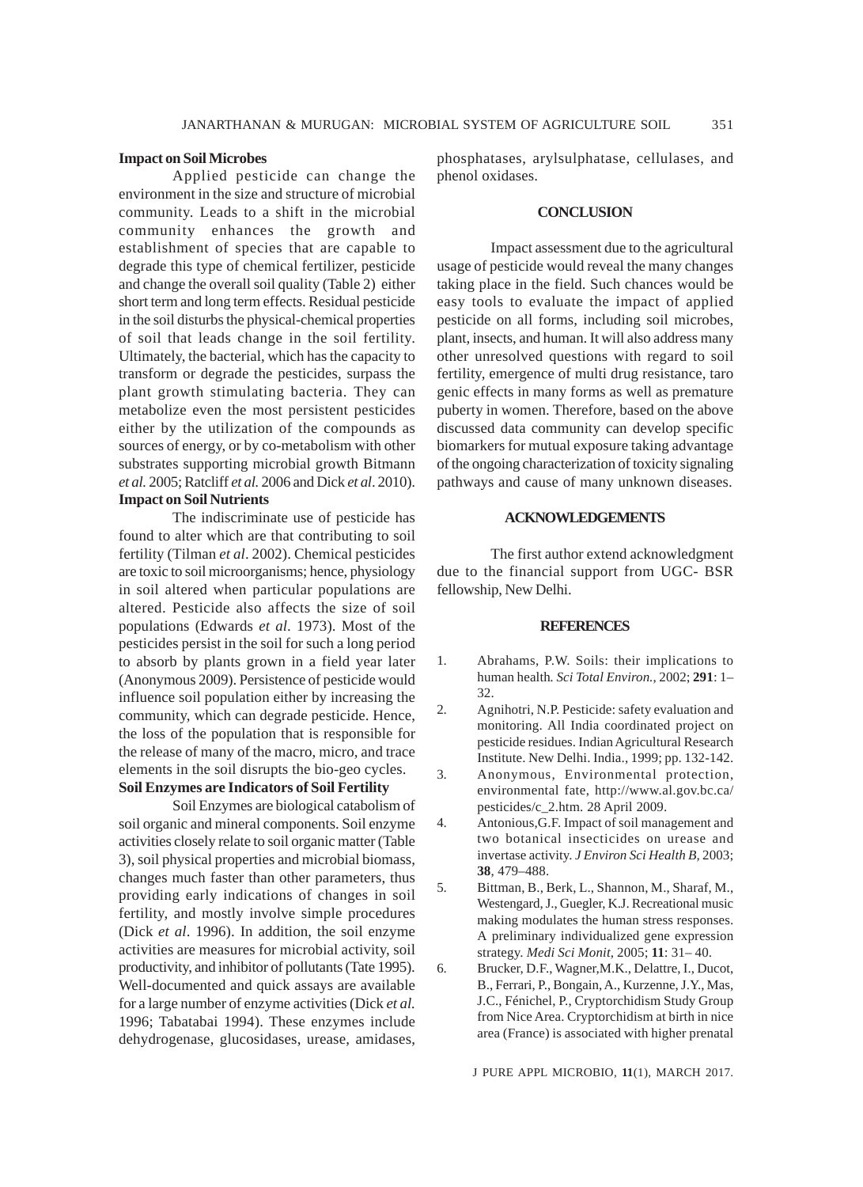**Impact on Soil Microbes**

Applied pesticide can change the environment in the size and structure of microbial community. Leads to a shift in the microbial community enhances the growth and establishment of species that are capable to degrade this type of chemical fertilizer, pesticide and change the overall soil quality (Table 2) either short term and long term effects. Residual pesticide in the soil disturbs the physical-chemical properties of soil that leads change in the soil fertility. Ultimately, the bacterial, which has the capacity to transform or degrade the pesticides, surpass the plant growth stimulating bacteria. They can metabolize even the most persistent pesticides either by the utilization of the compounds as sources of energy, or by co-metabolism with other substrates supporting microbial growth Bitmann *et al.* 2005; Ratcliff *et al.* 2006 and Dick *et al*. 2010).

**Impact on Soil Nutrients**

The indiscriminate use of pesticide has found to alter which are that contributing to soil fertility (Tilman *et al*. 2002). Chemical pesticides are toxic to soil microorganisms; hence, physiology in soil altered when particular populations are altered. Pesticide also affects the size of soil populations (Edwards *et al*. 1973). Most of the pesticides persist in the soil for such a long period to absorb by plants grown in a field year later (Anonymous 2009). Persistence of pesticide would influence soil population either by increasing the community, which can degrade pesticide. Hence, the loss of the population that is responsible for the release of many of the macro, micro, and trace elements in the soil disrupts the bio-geo cycles.

**Soil Enzymes are Indicators of Soil Fertility**

Soil Enzymes are biological catabolism of soil organic and mineral components. Soil enzyme activities closely relate to soil organic matter (Table 3), soil physical properties and microbial biomass, changes much faster than other parameters, thus providing early indications of changes in soil fertility, and mostly involve simple procedures (Dick *et al*. 1996). In addition, the soil enzyme activities are measures for microbial activity, soil productivity, and inhibitor of pollutants (Tate 1995). Well-documented and quick assays are available for a large number of enzyme activities (Dick *et al.* 1996; Tabatabai 1994). These enzymes include dehydrogenase, glucosidases, urease, amidases, phosphatases, arylsulphatase, cellulases, and phenol oxidases.

## CONCLUSION

Impact assessment due to the agricultural usage of pesticide would reveal the many changes taking place in the field. Such chances would be easy tools to evaluate the impact of applied pesticide on all forms, including soil microbes, plant, insects, and human. It will also address many other unresolved questions with regard to soil fertility, emergence of multi drug resistance, taro genic effects in many forms as well as premature puberty in women. Therefore, based on the above discussed data community can develop specific biomarkers for mutual exposure taking advantage of the ongoing characterization of toxicity signaling pathways and cause of many unknown diseases.

## ACKNOWLEDGEMENTS

The first author extend acknowledgment due to the financial support from UGC- BSR fellowship, New Delhi.

## REFERENCES

1. Abrahams, P.W. Soils: their implications to human health. *Sci Total Environ.*, 2002; **291**: 1–32.
2. Agnihotri, N.P. Pesticide: safety evaluation and monitoring. All India coordinated project on pesticide residues. Indian Agricultural Research Institute. New Delhi. India., 1999; pp. 132-142.
3. Anonymous, Environmental protection, environmental fate, http://www.al.gov.bc.ca/pesticides/c_2.htm. 28 April 2009.
4. Antonious,G.F. Impact of soil management and two botanical insecticides on urease and invertase activity. *J Environ Sci Health B*, 2003; **38**, 479–488.
5. Bittman, B., Berk, L., Shannon, M., Sharaf, M., Westengard, J., Guegler, K.J. Recreational music making modulates the human stress responses. A preliminary individualized gene expression strategy. *Medi Sci Monit*, 2005; **11**: 31– 40.
6. Brucker, D.F., Wagner,M.K., Delattre, I., Ducot, B., Ferrari, P., Bongain, A., Kurzenne, J.Y., Mas, J.C., Fénichel, P., Cryptorchidism Study Group from Nice Area. Cryptorchidism at birth in nice area (France) is associated with higher prenatal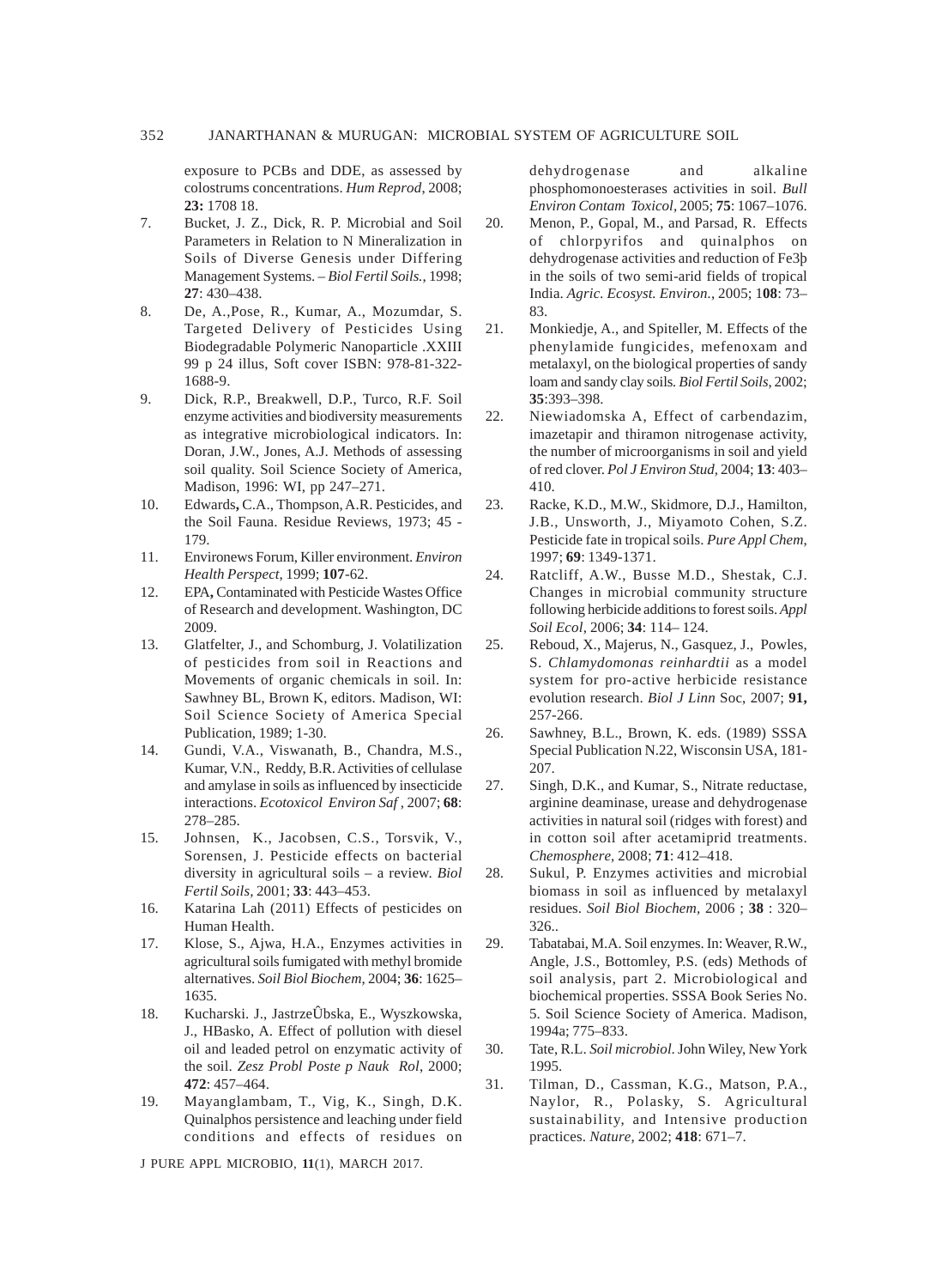exposure to PCBs and DDE, as assessed by colostrums concentrations. *Hum Reprod*, 2008; **23:** 1708 18.

7. Bucket, J. Z., Dick, R. P. Microbial and Soil Parameters in Relation to N Mineralization in Soils of Diverse Genesis under Differing Management Systems. – *Biol Fertil Soils.*, 1998; **27**: 430–438.
8. De, A.,Pose, R., Kumar, A., Mozumdar, S. Targeted Delivery of Pesticides Using Biodegradable Polymeric Nanoparticle .XXIII 99 p 24 illus, Soft cover ISBN: 978-81-322-1688-9.
9. Dick, R.P., Breakwell, D.P., Turco, R.F. Soil enzyme activities and biodiversity measurements as integrative microbiological indicators. In: Doran, J.W., Jones, A.J. Methods of assessing soil quality. Soil Science Society of America, Madison, 1996: WI, pp 247–271.
10. Edwards**,** C.A., Thompson, A.R. Pesticides, and the Soil Fauna. Residue Reviews, 1973; 45 - 179.
11. Environews Forum, Killer environment. *Environ Health Perspect*, 1999; **107**-62.
12. EPA**,** Contaminated with Pesticide Wastes Office of Research and development. Washington, DC 2009.
13. Glatfelter, J., and Schomburg, J. Volatilization of pesticides from soil in Reactions and Movements of organic chemicals in soil. In: Sawhney BL, Brown K, editors. Madison, WI: Soil Science Society of America Special Publication, 1989; 1-30.
14. Gundi, V.A., Viswanath, B., Chandra, M.S., Kumar, V.N., Reddy, B.R. Activities of cellulase and amylase in soils as influenced by insecticide interactions. *Ecotoxicol Environ Saf ,* 2007; **68**: 278–285.
15. Johnsen, K., Jacobsen, C.S., Torsvik, V., Sorensen, J. Pesticide effects on bacterial diversity in agricultural soils – a review. *Biol Fertil Soils,* 2001; **33**: 443–453.
16. Katarina Lah (2011) Effects of pesticides on Human Health.
17. Klose, S., Ajwa, H.A., Enzymes activities in agricultural soils fumigated with methyl bromide alternatives. *Soil Biol Biochem,* 2004; **36**: 1625–1635.
18. Kucharski. J., JastrzeÛbska, E., Wyszkowska, J., HBasko, A. Effect of pollution with diesel oil and leaded petrol on enzymatic activity of the soil. *Zesz Probl Poste p Nauk Rol*, 2000; **472**: 457–464.
19. Mayanglambam, T., Vig, K., Singh, D.K. Quinalphos persistence and leaching under field conditions and effects of residues on dehydrogenase and alkaline phosphomonoesterases activities in soil. *Bull Environ Contam Toxicol,* 2005; **75**: 1067–1076.
20. Menon, P., Gopal, M., and Parsad, R. Effects of chlorpyrifos and quinalphos on dehydrogenase activities and reduction of Fe3þ in the soils of two semi-arid fields of tropical India. *Agric. Ecosyst. Environ.*, 2005; 1**08**: 73–83.
21. Monkiedje, A., and Spiteller, M. Effects of the phenylamide fungicides, mefenoxam and metalaxyl, on the biological properties of sandy loam and sandy clay soils. *Biol Fertil Soils,* 2002; **35**:393–398.
22. Niewiadomska A, Effect of carbendazim, imazetapir and thiramon nitrogenase activity, the number of microorganisms in soil and yield of red clover. *Pol J Environ Stud,* 2004; **13**: 403–410.
23. Racke, K.D., M.W., Skidmore, D.J., Hamilton, J.B., Unsworth, J., Miyamoto Cohen, S.Z. Pesticide fate in tropical soils. *Pure Appl Chem,* 1997; **69**: 1349-1371.
24. Ratcliff, A.W., Busse M.D., Shestak, C.J. Changes in microbial community structure following herbicide additions to forest soils. *Appl Soil Ecol*, 2006; **34**: 114– 124.
25. Reboud, X., Majerus, N., Gasquez, J., Powles, S. *Chlamydomonas reinhardtii* as a model system for pro-active herbicide resistance evolution research. *Biol J Linn* Soc, 2007; **91,** 257-266.
26. Sawhney, B.L., Brown, K. eds. (1989) SSSA Special Publication N.22, Wisconsin USA, 181-207.
27. Singh, D.K., and Kumar, S., Nitrate reductase, arginine deaminase, urease and dehydrogenase activities in natural soil (ridges with forest) and in cotton soil after acetamiprid treatments. *Chemosphere,* 2008; **71**: 412–418.
28. Sukul, P. Enzymes activities and microbial biomass in soil as influenced by metalaxyl residues. *Soil Biol Biochem,* 2006 ; **38** : 320–326..
29. Tabatabai, M.A. Soil enzymes. In: Weaver, R.W., Angle, J.S., Bottomley, P.S. (eds) Methods of soil analysis, part 2. Microbiological and biochemical properties. SSSA Book Series No. 5. Soil Science Society of America. Madison, 1994a; 775–833.
30. Tate, R.L. *Soil microbiol*. John Wiley, New York 1995.
31. Tilman, D., Cassman, K.G., Matson, P.A., Naylor, R., Polasky, S. Agricultural sustainability, and Intensive production practices. *Nature,* 2002; **418**: 671–7.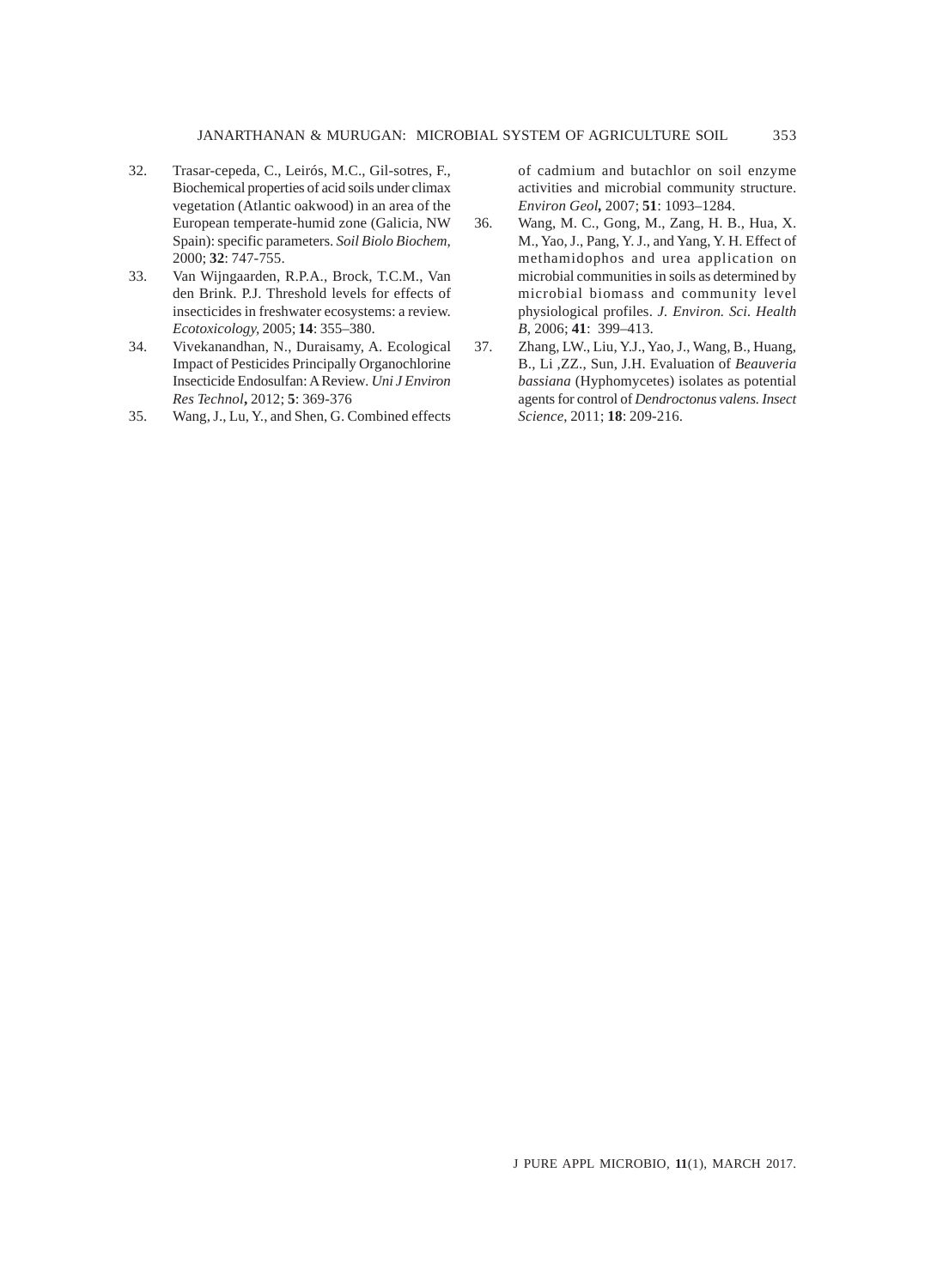32. Trasar-cepeda, C., Leirós, M.C., Gil-sotres, F., Biochemical properties of acid soils under climax vegetation (Atlantic oakwood) in an area of the European temperate-humid zone (Galicia, NW Spain): specific parameters. *Soil Biolo Biochem*, 2000; **32**: 747-755.
33. Van Wijngaarden, R.P.A., Brock, T.C.M., Van den Brink. P.J. Threshold levels for effects of insecticides in freshwater ecosystems: a review. *Ecotoxicology*, 2005; **14**: 355–380.
34. Vivekanandhan, N., Duraisamy, A. Ecological Impact of Pesticides Principally Organochlorine Insecticide Endosulfan: A Review. *Uni J Environ Res Technol*, 2012; **5**: 369-376
35. Wang, J., Lu, Y., and Shen, G. Combined effects of cadmium and butachlor on soil enzyme activities and microbial community structure. *Environ Geol*, 2007; **51**: 1093–1284.
36. Wang, M. C., Gong, M., Zang, H. B., Hua, X. M., Yao, J., Pang, Y. J., and Yang, Y. H. Effect of methamidophos and urea application on microbial communities in soils as determined by microbial biomass and community level physiological profiles. *J. Environ. Sci. Health B*, 2006; **41**: 399–413.
37. Zhang, LW., Liu, Y.J., Yao, J., Wang, B., Huang, B., Li ,ZZ., Sun, J.H. Evaluation of *Beauveria bassiana* (Hyphomycetes) isolates as potential agents for control of *Dendroctonus valens. Insect Science*, 2011; **18**: 209-216.